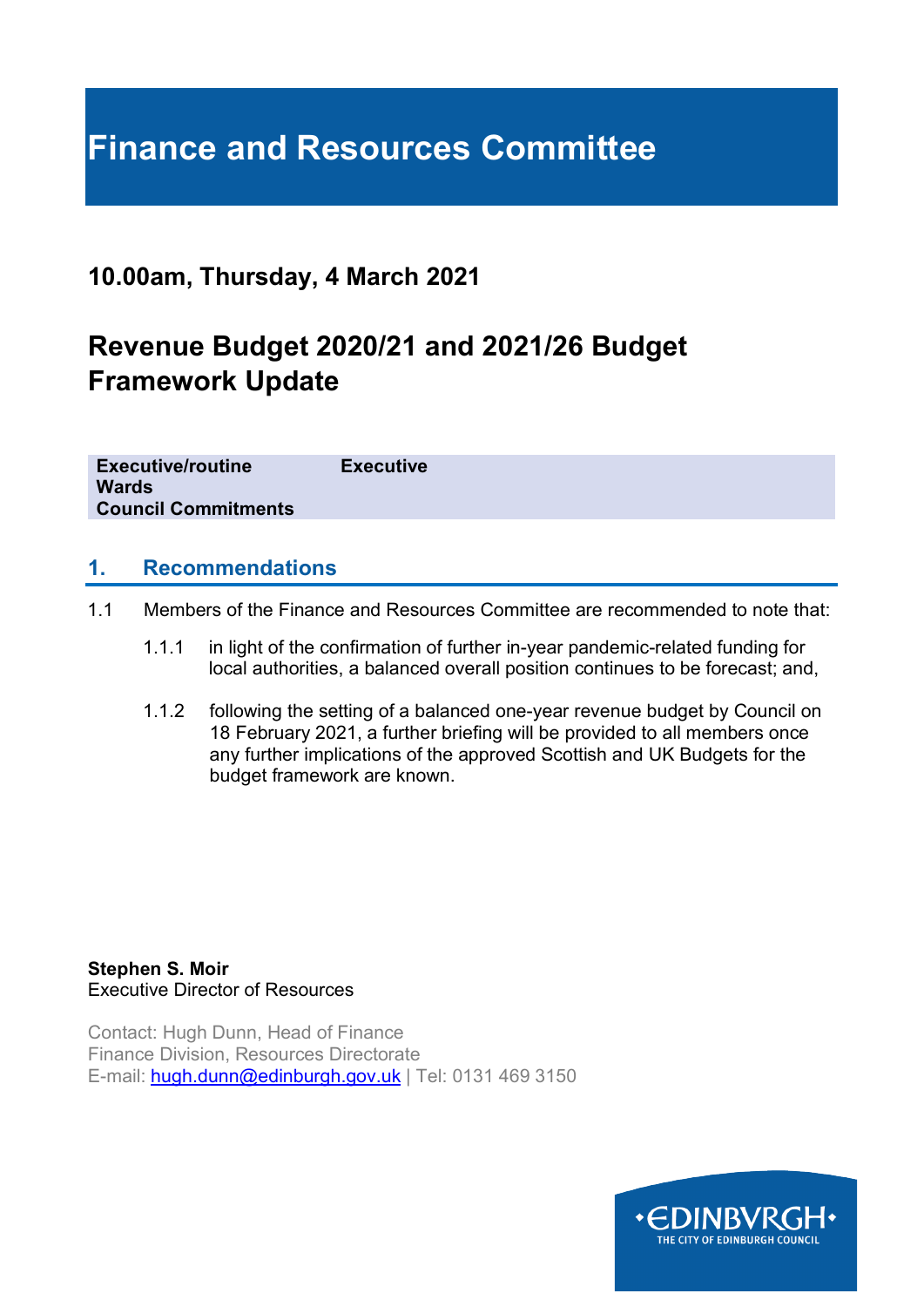# Finance and Resources Committee

## 10.00am, Thursday, 4 March 2021

## Revenue Budget 2020/21 and 2021/26 Budget Framework Update

| | |
|---|---|
| **Executive/routine** | **Executive** |
| **Wards** | |
| **Council Commitments** | |

## 1. Recommendations

1.1 Members of the Finance and Resources Committee are recommended to note that:

1.1.1 in light of the confirmation of further in-year pandemic-related funding for local authorities, a balanced overall position continues to be forecast; and,

1.1.2 following the setting of a balanced one-year revenue budget by Council on 18 February 2021, a further briefing will be provided to all members once any further implications of the approved Scottish and UK Budgets for the budget framework are known.

**Stephen S. Moir**
Executive Director of Resources

Contact: Hugh Dunn, Head of Finance
Finance Division, Resources Directorate
E-mail: hugh.dunn@edinburgh.gov.uk | Tel: 0131 469 3150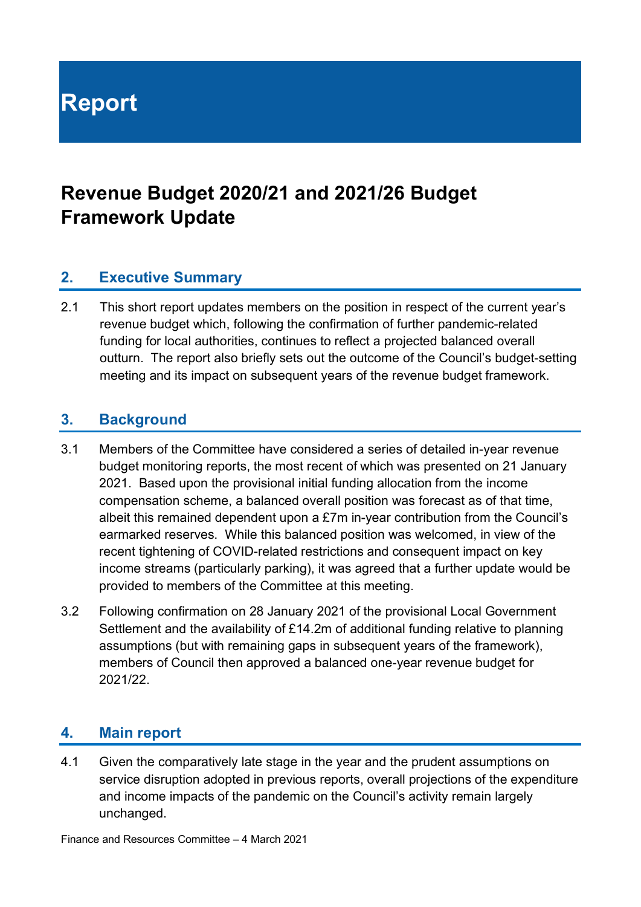# Report

## Revenue Budget 2020/21 and 2021/26 Budget Framework Update

### 2. Executive Summary

2.1 This short report updates members on the position in respect of the current year's revenue budget which, following the confirmation of further pandemic-related funding for local authorities, continues to reflect a projected balanced overall outturn. The report also briefly sets out the outcome of the Council's budget-setting meeting and its impact on subsequent years of the revenue budget framework.

### 3. Background

3.1 Members of the Committee have considered a series of detailed in-year revenue budget monitoring reports, the most recent of which was presented on 21 January 2021. Based upon the provisional initial funding allocation from the income compensation scheme, a balanced overall position was forecast as of that time, albeit this remained dependent upon a £7m in-year contribution from the Council's earmarked reserves. While this balanced position was welcomed, in view of the recent tightening of COVID-related restrictions and consequent impact on key income streams (particularly parking), it was agreed that a further update would be provided to members of the Committee at this meeting.

3.2 Following confirmation on 28 January 2021 of the provisional Local Government Settlement and the availability of £14.2m of additional funding relative to planning assumptions (but with remaining gaps in subsequent years of the framework), members of Council then approved a balanced one-year revenue budget for 2021/22.

### 4. Main report

4.1 Given the comparatively late stage in the year and the prudent assumptions on service disruption adopted in previous reports, overall projections of the expenditure and income impacts of the pandemic on the Council's activity remain largely unchanged.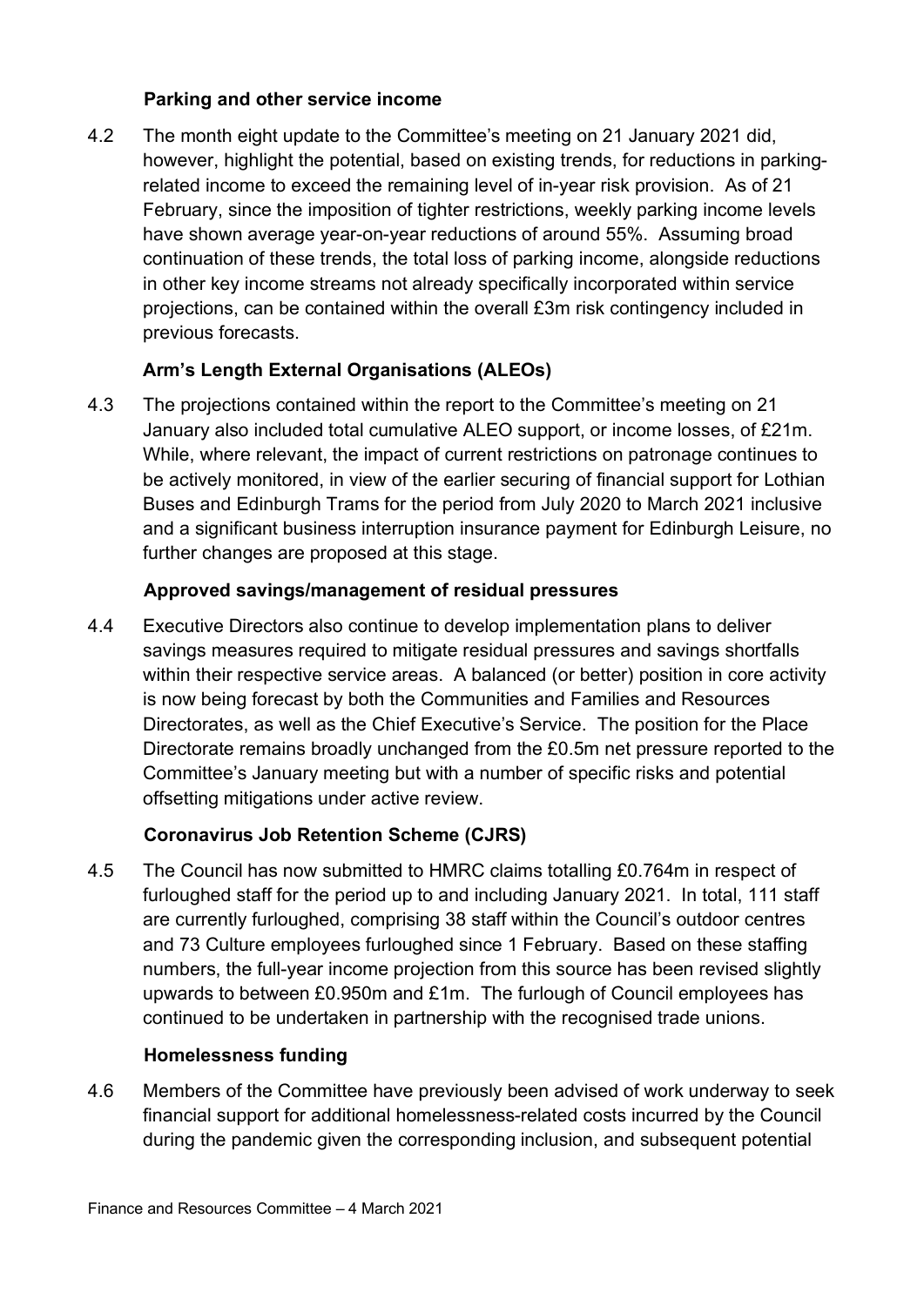### Parking and other service income

4.2 The month eight update to the Committee's meeting on 21 January 2021 did, however, highlight the potential, based on existing trends, for reductions in parking-related income to exceed the remaining level of in-year risk provision. As of 21 February, since the imposition of tighter restrictions, weekly parking income levels have shown average year-on-year reductions of around 55%. Assuming broad continuation of these trends, the total loss of parking income, alongside reductions in other key income streams not already specifically incorporated within service projections, can be contained within the overall £3m risk contingency included in previous forecasts.

### Arm's Length External Organisations (ALEOs)

4.3 The projections contained within the report to the Committee's meeting on 21 January also included total cumulative ALEO support, or income losses, of £21m. While, where relevant, the impact of current restrictions on patronage continues to be actively monitored, in view of the earlier securing of financial support for Lothian Buses and Edinburgh Trams for the period from July 2020 to March 2021 inclusive and a significant business interruption insurance payment for Edinburgh Leisure, no further changes are proposed at this stage.

### Approved savings/management of residual pressures

4.4 Executive Directors also continue to develop implementation plans to deliver savings measures required to mitigate residual pressures and savings shortfalls within their respective service areas. A balanced (or better) position in core activity is now being forecast by both the Communities and Families and Resources Directorates, as well as the Chief Executive's Service. The position for the Place Directorate remains broadly unchanged from the £0.5m net pressure reported to the Committee's January meeting but with a number of specific risks and potential offsetting mitigations under active review.

### Coronavirus Job Retention Scheme (CJRS)

4.5 The Council has now submitted to HMRC claims totalling £0.764m in respect of furloughed staff for the period up to and including January 2021. In total, 111 staff are currently furloughed, comprising 38 staff within the Council's outdoor centres and 73 Culture employees furloughed since 1 February. Based on these staffing numbers, the full-year income projection from this source has been revised slightly upwards to between £0.950m and £1m. The furlough of Council employees has continued to be undertaken in partnership with the recognised trade unions.

### Homelessness funding

4.6 Members of the Committee have previously been advised of work underway to seek financial support for additional homelessness-related costs incurred by the Council during the pandemic given the corresponding inclusion, and subsequent potential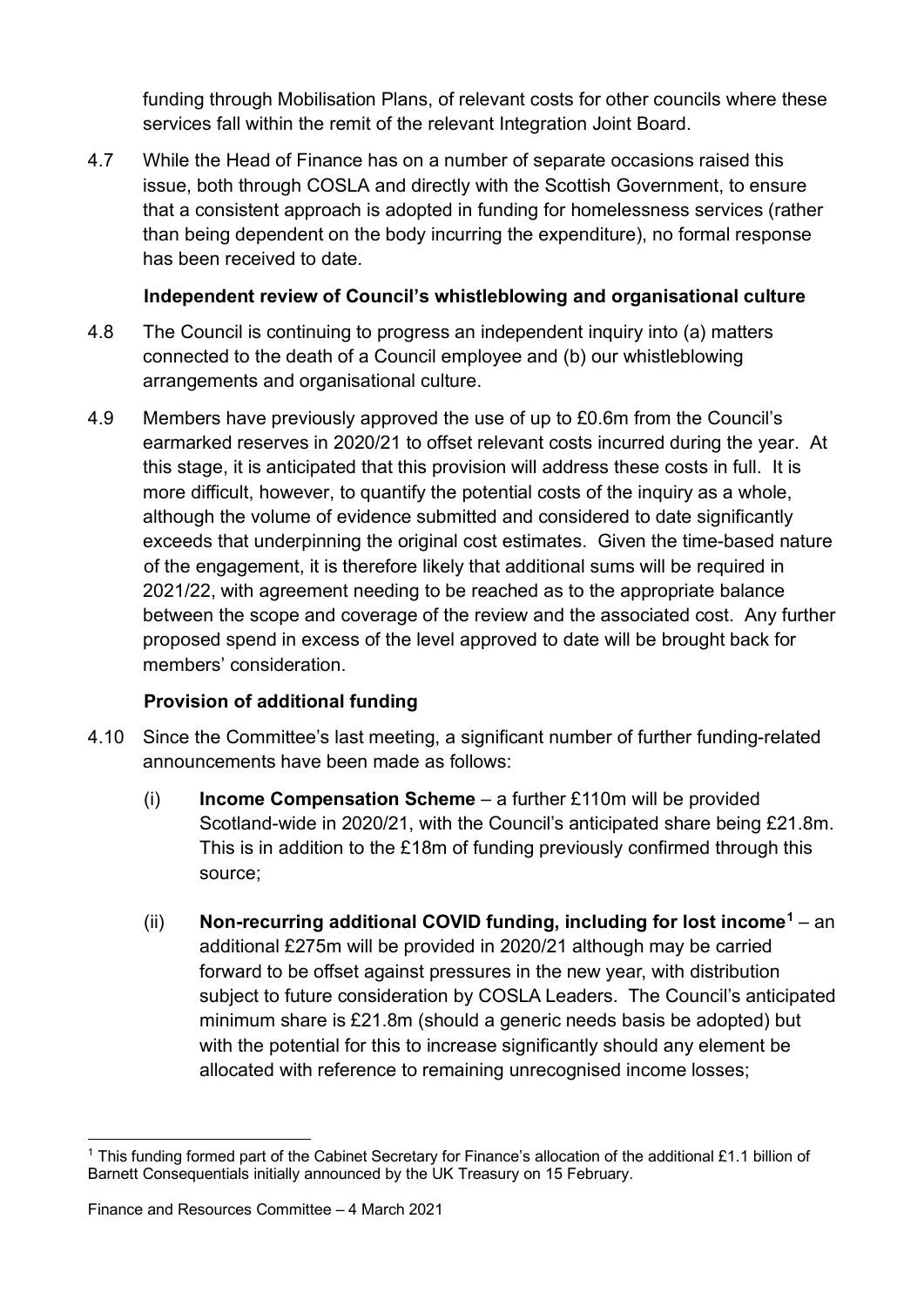funding through Mobilisation Plans, of relevant costs for other councils where these services fall within the remit of the relevant Integration Joint Board.

4.7 While the Head of Finance has on a number of separate occasions raised this issue, both through COSLA and directly with the Scottish Government, to ensure that a consistent approach is adopted in funding for homelessness services (rather than being dependent on the body incurring the expenditure), no formal response has been received to date.

**Independent review of Council's whistleblowing and organisational culture**

4.8 The Council is continuing to progress an independent inquiry into (a) matters connected to the death of a Council employee and (b) our whistleblowing arrangements and organisational culture.

4.9 Members have previously approved the use of up to £0.6m from the Council's earmarked reserves in 2020/21 to offset relevant costs incurred during the year. At this stage, it is anticipated that this provision will address these costs in full. It is more difficult, however, to quantify the potential costs of the inquiry as a whole, although the volume of evidence submitted and considered to date significantly exceeds that underpinning the original cost estimates. Given the time-based nature of the engagement, it is therefore likely that additional sums will be required in 2021/22, with agreement needing to be reached as to the appropriate balance between the scope and coverage of the review and the associated cost. Any further proposed spend in excess of the level approved to date will be brought back for members' consideration.

**Provision of additional funding**

4.10 Since the Committee's last meeting, a significant number of further funding-related announcements have been made as follows:

(i) **Income Compensation Scheme** – a further £110m will be provided Scotland-wide in 2020/21, with the Council's anticipated share being £21.8m. This is in addition to the £18m of funding previously confirmed through this source;

(ii) **Non-recurring additional COVID funding, including for lost income**[1] – an additional £275m will be provided in 2020/21 although may be carried forward to be offset against pressures in the new year, with distribution subject to future consideration by COSLA Leaders. The Council's anticipated minimum share is £21.8m (should a generic needs basis be adopted) but with the potential for this to increase significantly should any element be allocated with reference to remaining unrecognised income losses;

[1] This funding formed part of the Cabinet Secretary for Finance's allocation of the additional £1.1 billion of Barnett Consequentials initially announced by the UK Treasury on 15 February.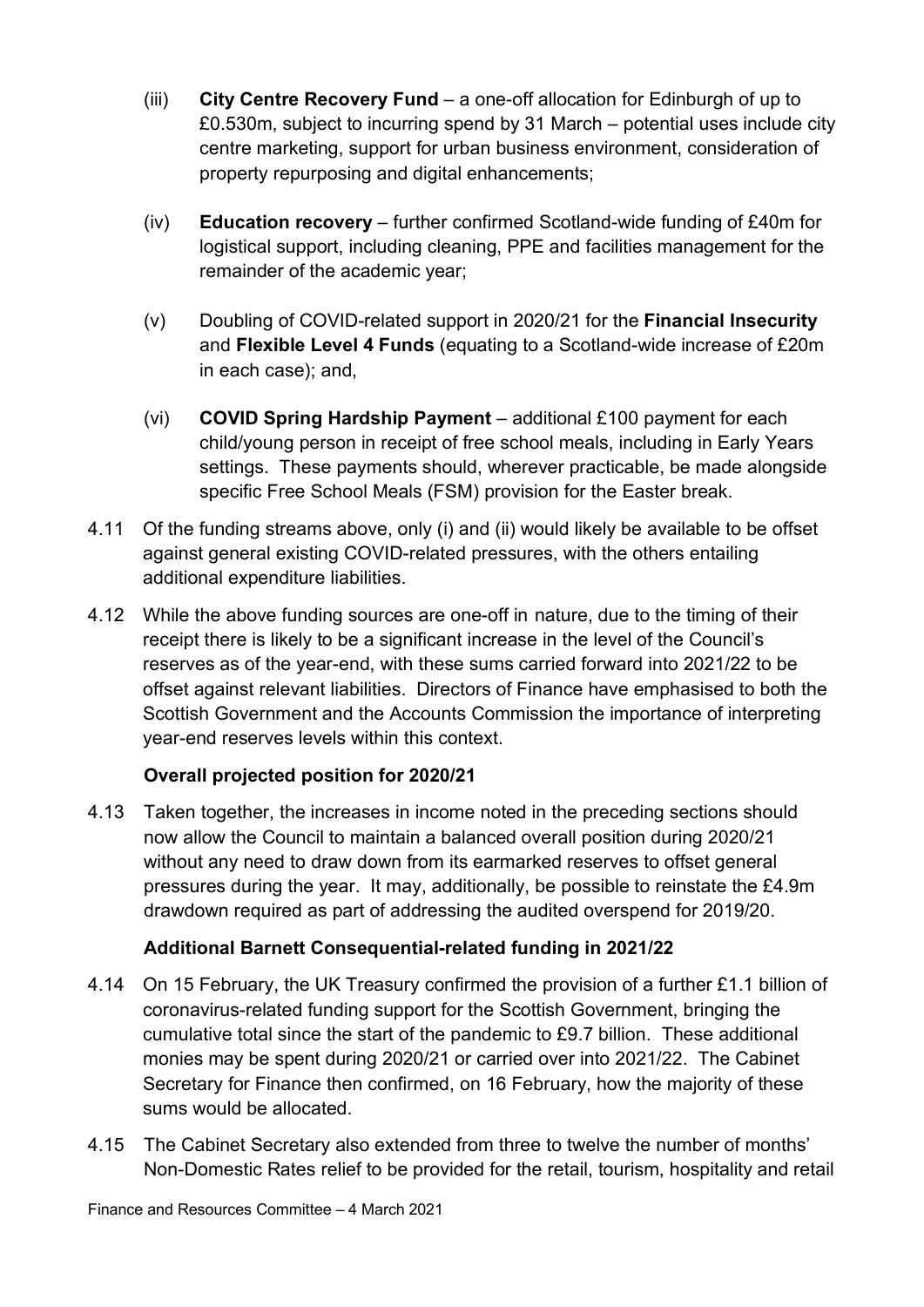(iii) **City Centre Recovery Fund** – a one-off allocation for Edinburgh of up to £0.530m, subject to incurring spend by 31 March – potential uses include city centre marketing, support for urban business environment, consideration of property repurposing and digital enhancements;

(iv) **Education recovery** – further confirmed Scotland-wide funding of £40m for logistical support, including cleaning, PPE and facilities management for the remainder of the academic year;

(v) Doubling of COVID-related support in 2020/21 for the **Financial Insecurity** and **Flexible Level 4 Funds** (equating to a Scotland-wide increase of £20m in each case); and,

(vi) **COVID Spring Hardship Payment** – additional £100 payment for each child/young person in receipt of free school meals, including in Early Years settings. These payments should, wherever practicable, be made alongside specific Free School Meals (FSM) provision for the Easter break.

4.11 Of the funding streams above, only (i) and (ii) would likely be available to be offset against general existing COVID-related pressures, with the others entailing additional expenditure liabilities.

4.12 While the above funding sources are one-off in nature, due to the timing of their receipt there is likely to be a significant increase in the level of the Council's reserves as of the year-end, with these sums carried forward into 2021/22 to be offset against relevant liabilities. Directors of Finance have emphasised to both the Scottish Government and the Accounts Commission the importance of interpreting year-end reserves levels within this context.

**Overall projected position for 2020/21**

4.13 Taken together, the increases in income noted in the preceding sections should now allow the Council to maintain a balanced overall position during 2020/21 without any need to draw down from its earmarked reserves to offset general pressures during the year. It may, additionally, be possible to reinstate the £4.9m drawdown required as part of addressing the audited overspend for 2019/20.

**Additional Barnett Consequential-related funding in 2021/22**

4.14 On 15 February, the UK Treasury confirmed the provision of a further £1.1 billion of coronavirus-related funding support for the Scottish Government, bringing the cumulative total since the start of the pandemic to £9.7 billion. These additional monies may be spent during 2020/21 or carried over into 2021/22. The Cabinet Secretary for Finance then confirmed, on 16 February, how the majority of these sums would be allocated.

4.15 The Cabinet Secretary also extended from three to twelve the number of months' Non-Domestic Rates relief to be provided for the retail, tourism, hospitality and retail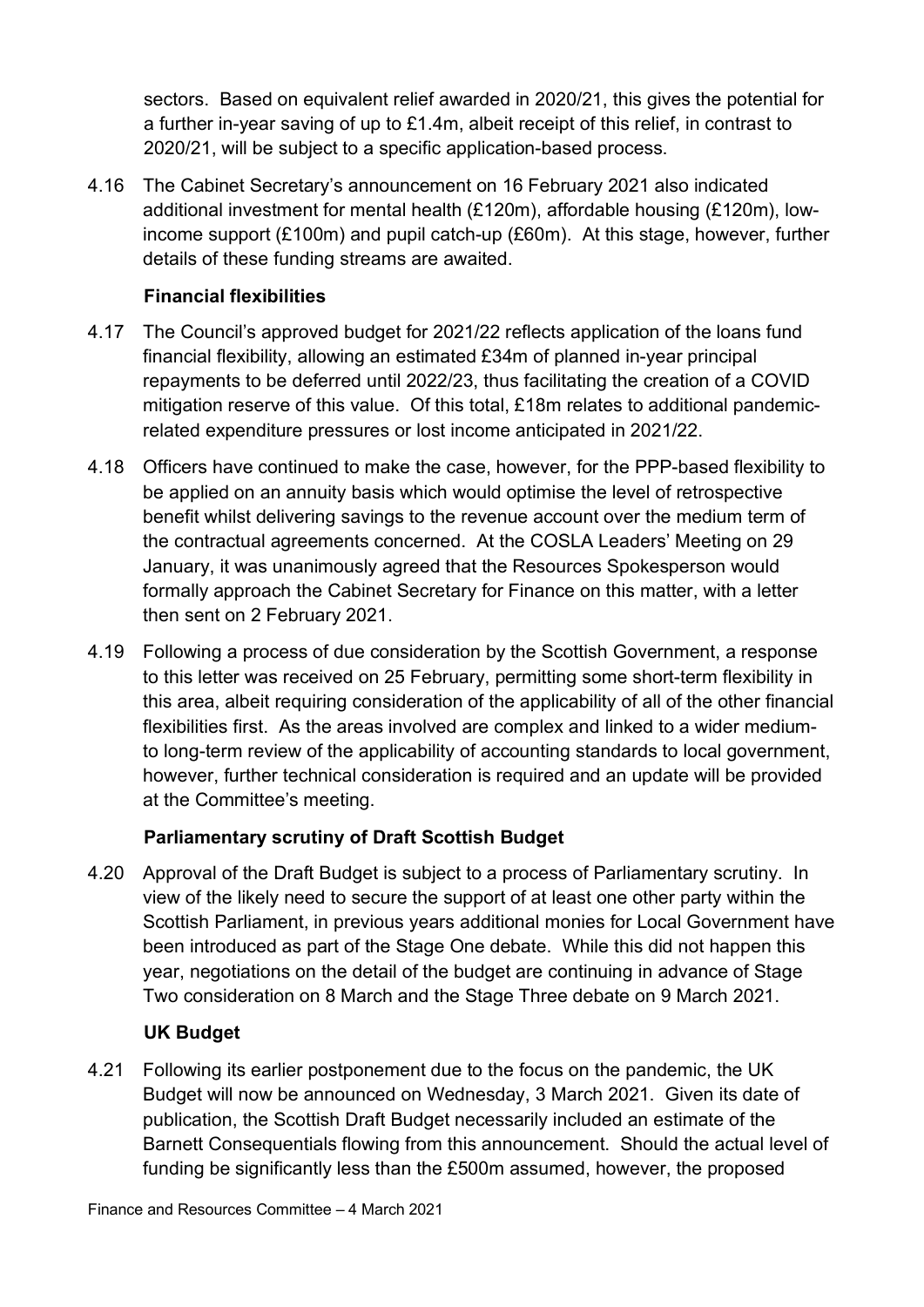sectors. Based on equivalent relief awarded in 2020/21, this gives the potential for a further in-year saving of up to £1.4m, albeit receipt of this relief, in contrast to 2020/21, will be subject to a specific application-based process.

4.16 The Cabinet Secretary's announcement on 16 February 2021 also indicated additional investment for mental health (£120m), affordable housing (£120m), low-income support (£100m) and pupil catch-up (£60m). At this stage, however, further details of these funding streams are awaited.

**Financial flexibilities**

4.17 The Council's approved budget for 2021/22 reflects application of the loans fund financial flexibility, allowing an estimated £34m of planned in-year principal repayments to be deferred until 2022/23, thus facilitating the creation of a COVID mitigation reserve of this value. Of this total, £18m relates to additional pandemic-related expenditure pressures or lost income anticipated in 2021/22.

4.18 Officers have continued to make the case, however, for the PPP-based flexibility to be applied on an annuity basis which would optimise the level of retrospective benefit whilst delivering savings to the revenue account over the medium term of the contractual agreements concerned. At the COSLA Leaders' Meeting on 29 January, it was unanimously agreed that the Resources Spokesperson would formally approach the Cabinet Secretary for Finance on this matter, with a letter then sent on 2 February 2021.

4.19 Following a process of due consideration by the Scottish Government, a response to this letter was received on 25 February, permitting some short-term flexibility in this area, albeit requiring consideration of the applicability of all of the other financial flexibilities first. As the areas involved are complex and linked to a wider medium- to long-term review of the applicability of accounting standards to local government, however, further technical consideration is required and an update will be provided at the Committee's meeting.

**Parliamentary scrutiny of Draft Scottish Budget**

4.20 Approval of the Draft Budget is subject to a process of Parliamentary scrutiny. In view of the likely need to secure the support of at least one other party within the Scottish Parliament, in previous years additional monies for Local Government have been introduced as part of the Stage One debate. While this did not happen this year, negotiations on the detail of the budget are continuing in advance of Stage Two consideration on 8 March and the Stage Three debate on 9 March 2021.

**UK Budget**

4.21 Following its earlier postponement due to the focus on the pandemic, the UK Budget will now be announced on Wednesday, 3 March 2021. Given its date of publication, the Scottish Draft Budget necessarily included an estimate of the Barnett Consequentials flowing from this announcement. Should the actual level of funding be significantly less than the £500m assumed, however, the proposed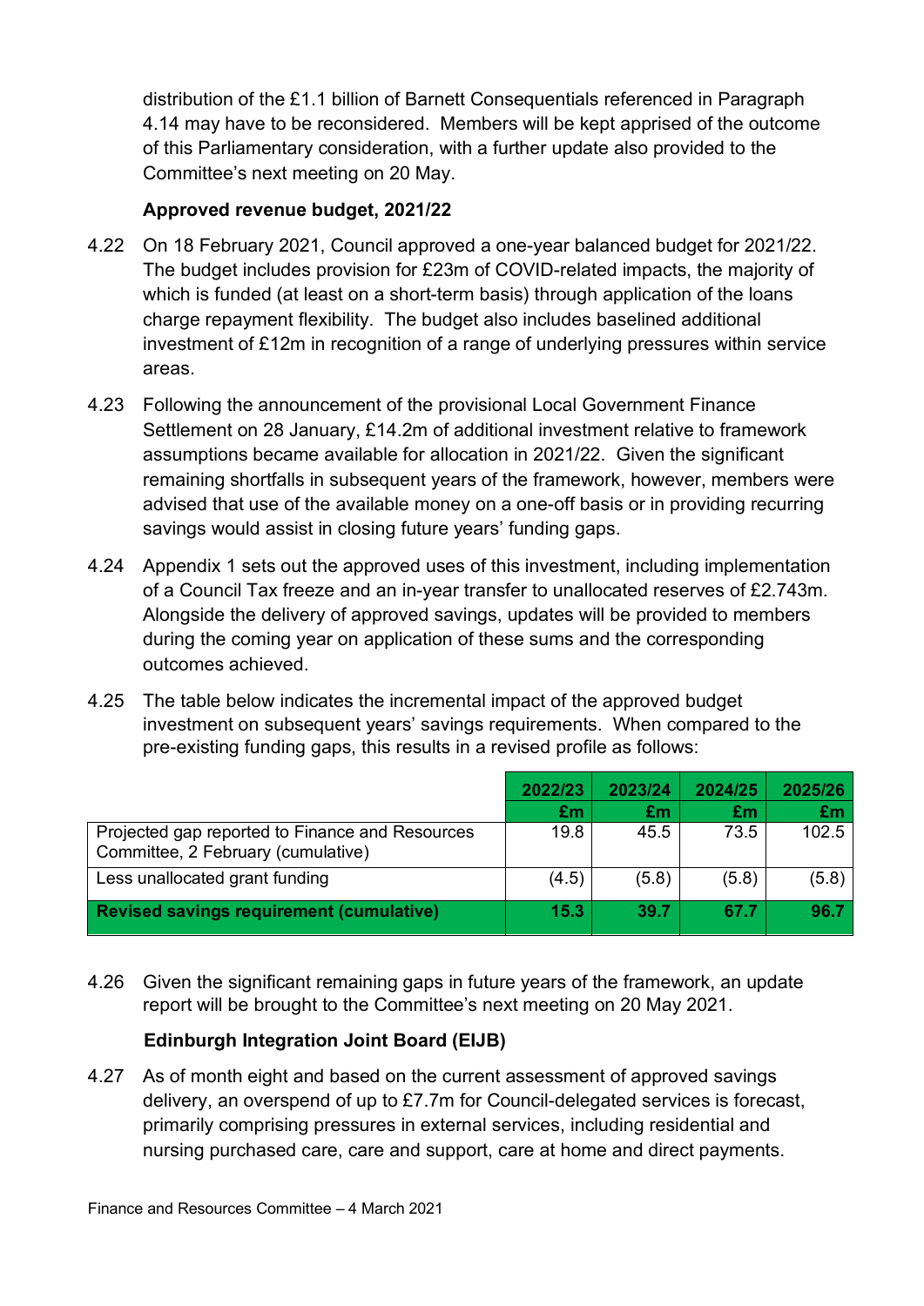distribution of the £1.1 billion of Barnett Consequentials referenced in Paragraph 4.14 may have to be reconsidered. Members will be kept apprised of the outcome of this Parliamentary consideration, with a further update also provided to the Committee's next meeting on 20 May.

**Approved revenue budget, 2021/22**

4.22 On 18 February 2021, Council approved a one-year balanced budget for 2021/22. The budget includes provision for £23m of COVID-related impacts, the majority of which is funded (at least on a short-term basis) through application of the loans charge repayment flexibility. The budget also includes baselined additional investment of £12m in recognition of a range of underlying pressures within service areas.

4.23 Following the announcement of the provisional Local Government Finance Settlement on 28 January, £14.2m of additional investment relative to framework assumptions became available for allocation in 2021/22. Given the significant remaining shortfalls in subsequent years of the framework, however, members were advised that use of the available money on a one-off basis or in providing recurring savings would assist in closing future years' funding gaps.

4.24 Appendix 1 sets out the approved uses of this investment, including implementation of a Council Tax freeze and an in-year transfer to unallocated reserves of £2.743m. Alongside the delivery of approved savings, updates will be provided to members during the coming year on application of these sums and the corresponding outcomes achieved.

4.25 The table below indicates the incremental impact of the approved budget investment on subsequent years' savings requirements. When compared to the pre-existing funding gaps, this results in a revised profile as follows:

| | 2022/23 | 2023/24 | 2024/25 | 2025/26 |
|---|---|---|---|---|
| | £m | £m | £m | £m |
| Projected gap reported to Finance and Resources Committee, 2 February (cumulative) | 19.8 | 45.5 | 73.5 | 102.5 |
| Less unallocated grant funding | (4.5) | (5.8) | (5.8) | (5.8) |
| **Revised savings requirement (cumulative)** | **15.3** | **39.7** | **67.7** | **96.7** |

4.26 Given the significant remaining gaps in future years of the framework, an update report will be brought to the Committee's next meeting on 20 May 2021.

**Edinburgh Integration Joint Board (EIJB)**

4.27 As of month eight and based on the current assessment of approved savings delivery, an overspend of up to £7.7m for Council-delegated services is forecast, primarily comprising pressures in external services, including residential and nursing purchased care, care and support, care at home and direct payments.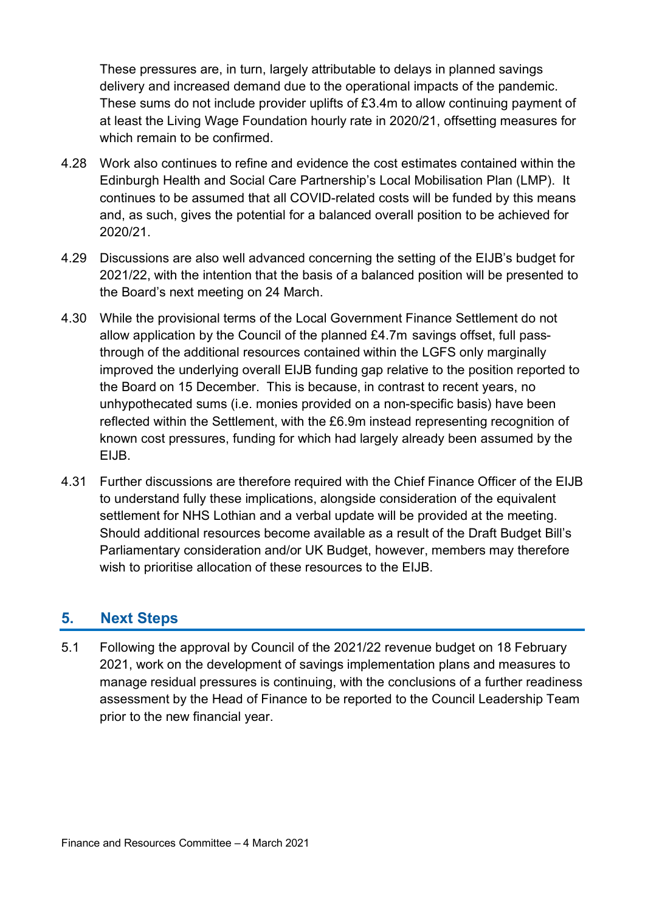These pressures are, in turn, largely attributable to delays in planned savings delivery and increased demand due to the operational impacts of the pandemic. These sums do not include provider uplifts of £3.4m to allow continuing payment of at least the Living Wage Foundation hourly rate in 2020/21, offsetting measures for which remain to be confirmed.

4.28 Work also continues to refine and evidence the cost estimates contained within the Edinburgh Health and Social Care Partnership's Local Mobilisation Plan (LMP). It continues to be assumed that all COVID-related costs will be funded by this means and, as such, gives the potential for a balanced overall position to be achieved for 2020/21.

4.29 Discussions are also well advanced concerning the setting of the EIJB's budget for 2021/22, with the intention that the basis of a balanced position will be presented to the Board's next meeting on 24 March.

4.30 While the provisional terms of the Local Government Finance Settlement do not allow application by the Council of the planned £4.7m savings offset, full pass-through of the additional resources contained within the LGFS only marginally improved the underlying overall EIJB funding gap relative to the position reported to the Board on 15 December. This is because, in contrast to recent years, no unhypothecated sums (i.e. monies provided on a non-specific basis) have been reflected within the Settlement, with the £6.9m instead representing recognition of known cost pressures, funding for which had largely already been assumed by the EIJB.

4.31 Further discussions are therefore required with the Chief Finance Officer of the EIJB to understand fully these implications, alongside consideration of the equivalent settlement for NHS Lothian and a verbal update will be provided at the meeting. Should additional resources become available as a result of the Draft Budget Bill's Parliamentary consideration and/or UK Budget, however, members may therefore wish to prioritise allocation of these resources to the EIJB.

## 5. Next Steps

5.1 Following the approval by Council of the 2021/22 revenue budget on 18 February 2021, work on the development of savings implementation plans and measures to manage residual pressures is continuing, with the conclusions of a further readiness assessment by the Head of Finance to be reported to the Council Leadership Team prior to the new financial year.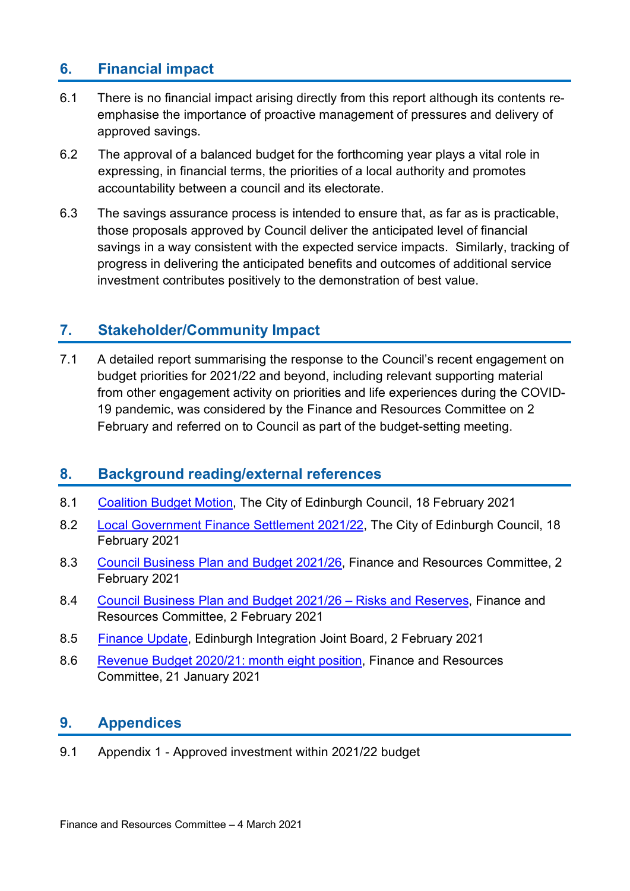## 6. Financial impact

6.1 There is no financial impact arising directly from this report although its contents re-emphasise the importance of proactive management of pressures and delivery of approved savings.

6.2 The approval of a balanced budget for the forthcoming year plays a vital role in expressing, in financial terms, the priorities of a local authority and promotes accountability between a council and its electorate.

6.3 The savings assurance process is intended to ensure that, as far as is practicable, those proposals approved by Council deliver the anticipated level of financial savings in a way consistent with the expected service impacts. Similarly, tracking of progress in delivering the anticipated benefits and outcomes of additional service investment contributes positively to the demonstration of best value.

## 7. Stakeholder/Community Impact

7.1 A detailed report summarising the response to the Council's recent engagement on budget priorities for 2021/22 and beyond, including relevant supporting material from other engagement activity on priorities and life experiences during the COVID-19 pandemic, was considered by the Finance and Resources Committee on 2 February and referred on to Council as part of the budget-setting meeting.

## 8. Background reading/external references

8.1 Coalition Budget Motion, The City of Edinburgh Council, 18 February 2021

8.2 Local Government Finance Settlement 2021/22, The City of Edinburgh Council, 18 February 2021

8.3 Council Business Plan and Budget 2021/26, Finance and Resources Committee, 2 February 2021

8.4 Council Business Plan and Budget 2021/26 – Risks and Reserves, Finance and Resources Committee, 2 February 2021

8.5 Finance Update, Edinburgh Integration Joint Board, 2 February 2021

8.6 Revenue Budget 2020/21: month eight position, Finance and Resources Committee, 21 January 2021

## 9. Appendices

9.1 Appendix 1 - Approved investment within 2021/22 budget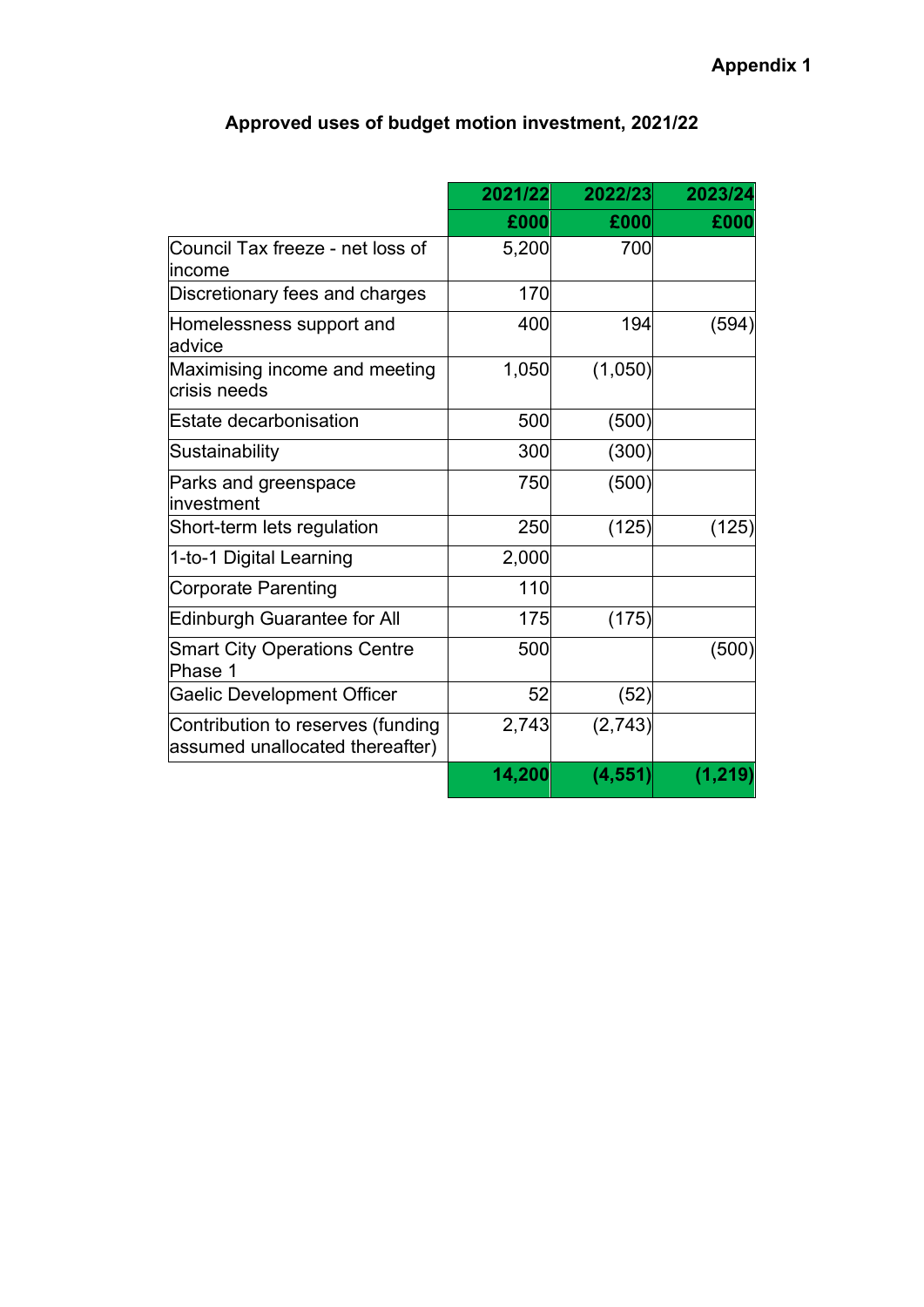Appendix 1

## Approved uses of budget motion investment, 2021/22

| | 2021/22 | 2022/23 | 2023/24 |
|---|---|---|---|
| | £000 | £000 | £000 |
| Council Tax freeze - net loss of income | 5,200 | 700 | |
| Discretionary fees and charges | 170 | | |
| Homelessness support and advice | 400 | 194 | (594) |
| Maximising income and meeting crisis needs | 1,050 | (1,050) | |
| Estate decarbonisation | 500 | (500) | |
| Sustainability | 300 | (300) | |
| Parks and greenspace investment | 750 | (500) | |
| Short-term lets regulation | 250 | (125) | (125) |
| 1-to-1 Digital Learning | 2,000 | | |
| Corporate Parenting | 110 | | |
| Edinburgh Guarantee for All | 175 | (175) | |
| Smart City Operations Centre Phase 1 | 500 | | (500) |
| Gaelic Development Officer | 52 | (52) | |
| Contribution to reserves (funding assumed unallocated thereafter) | 2,743 | (2,743) | |
| | **14,200** | **(4,551)** | **(1,219)** |